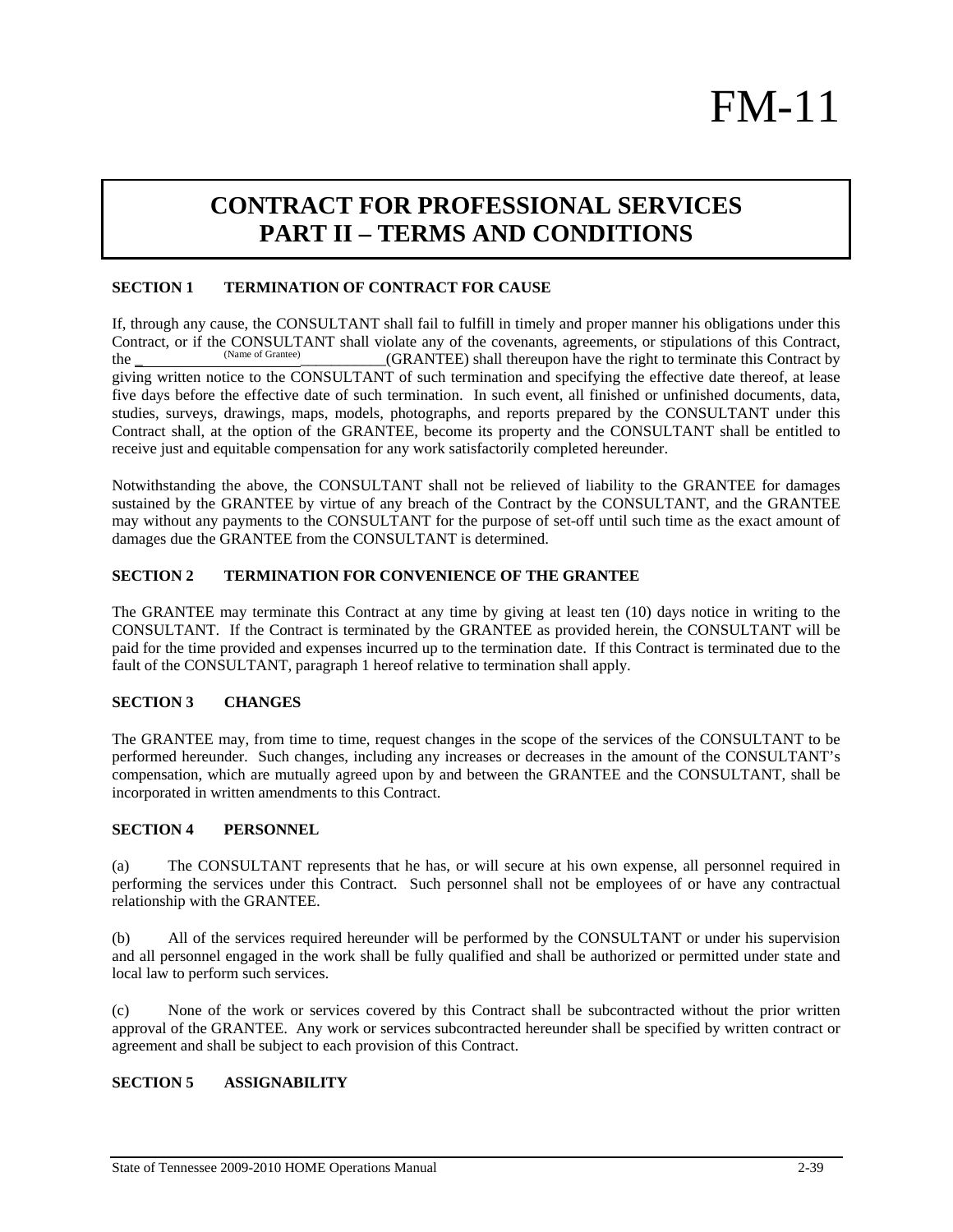# FM-11

## CONTRACT FOR PROFESSIONAL SERVICES PART II – TERMS AND CONDITIONS

**SECTION 1 TERMINATION OF CONTRACT FOR CAUSE**

If, through any cause, the CONSULTANT shall fail to fulfill in timely and proper manner his obligations under this Contract, or if the CONSULTANT shall violate any of the covenants, agreements, or stipulations of this Contract, the \_\_\_\_\_\_\_\_\_\_\_\_\_\_\_\_\_\_\_\_\_\_\_\_\_\_\_\_\_\_\_\_ (Name of Grantee) (GRANTEE) shall thereupon have the right to terminate this Contract by giving written notice to the CONSULTANT of such termination and specifying the effective date thereof, at lease five days before the effective date of such termination. In such event, all finished or unfinished documents, data, studies, surveys, drawings, maps, models, photographs, and reports prepared by the CONSULTANT under this Contract shall, at the option of the GRANTEE, become its property and the CONSULTANT shall be entitled to receive just and equitable compensation for any work satisfactorily completed hereunder.

Notwithstanding the above, the CONSULTANT shall not be relieved of liability to the GRANTEE for damages sustained by the GRANTEE by virtue of any breach of the Contract by the CONSULTANT, and the GRANTEE may without any payments to the CONSULTANT for the purpose of set-off until such time as the exact amount of damages due the GRANTEE from the CONSULTANT is determined.

**SECTION 2 TERMINATION FOR CONVENIENCE OF THE GRANTEE**

The GRANTEE may terminate this Contract at any time by giving at least ten (10) days notice in writing to the CONSULTANT. If the Contract is terminated by the GRANTEE as provided herein, the CONSULTANT will be paid for the time provided and expenses incurred up to the termination date. If this Contract is terminated due to the fault of the CONSULTANT, paragraph 1 hereof relative to termination shall apply.

**SECTION 3 CHANGES**

The GRANTEE may, from time to time, request changes in the scope of the services of the CONSULTANT to be performed hereunder. Such changes, including any increases or decreases in the amount of the CONSULTANT's compensation, which are mutually agreed upon by and between the GRANTEE and the CONSULTANT, shall be incorporated in written amendments to this Contract.

**SECTION 4 PERSONNEL**

(a) The CONSULTANT represents that he has, or will secure at his own expense, all personnel required in performing the services under this Contract. Such personnel shall not be employees of or have any contractual relationship with the GRANTEE.

(b) All of the services required hereunder will be performed by the CONSULTANT or under his supervision and all personnel engaged in the work shall be fully qualified and shall be authorized or permitted under state and local law to perform such services.

(c) None of the work or services covered by this Contract shall be subcontracted without the prior written approval of the GRANTEE. Any work or services subcontracted hereunder shall be specified by written contract or agreement and shall be subject to each provision of this Contract.

**SECTION 5 ASSIGNABILITY**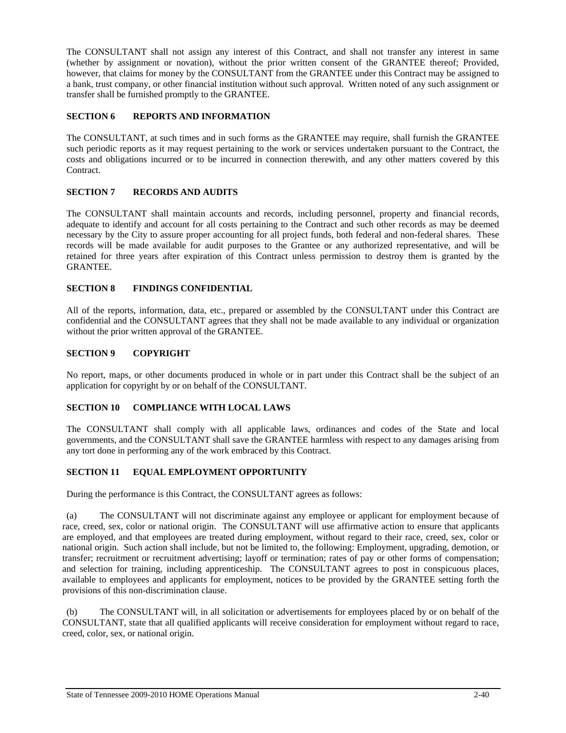The CONSULTANT shall not assign any interest of this Contract, and shall not transfer any interest in same (whether by assignment or novation), without the prior written consent of the GRANTEE thereof; Provided, however, that claims for money by the CONSULTANT from the GRANTEE under this Contract may be assigned to a bank, trust company, or other financial institution without such approval. Written noted of any such assignment or transfer shall be furnished promptly to the GRANTEE.

**SECTION 6 REPORTS AND INFORMATION**

The CONSULTANT, at such times and in such forms as the GRANTEE may require, shall furnish the GRANTEE such periodic reports as it may request pertaining to the work or services undertaken pursuant to the Contract, the costs and obligations incurred or to be incurred in connection therewith, and any other matters covered by this Contract.

**SECTION 7 RECORDS AND AUDITS**

The CONSULTANT shall maintain accounts and records, including personnel, property and financial records, adequate to identify and account for all costs pertaining to the Contract and such other records as may be deemed necessary by the City to assure proper accounting for all project funds, both federal and non-federal shares. These records will be made available for audit purposes to the Grantee or any authorized representative, and will be retained for three years after expiration of this Contract unless permission to destroy them is granted by the GRANTEE.

**SECTION 8 FINDINGS CONFIDENTIAL**

All of the reports, information, data, etc., prepared or assembled by the CONSULTANT under this Contract are confidential and the CONSULTANT agrees that they shall not be made available to any individual or organization without the prior written approval of the GRANTEE.

**SECTION 9 COPYRIGHT**

No report, maps, or other documents produced in whole or in part under this Contract shall be the subject of an application for copyright by or on behalf of the CONSULTANT.

**SECTION 10 COMPLIANCE WITH LOCAL LAWS**

The CONSULTANT shall comply with all applicable laws, ordinances and codes of the State and local governments, and the CONSULTANT shall save the GRANTEE harmless with respect to any damages arising from any tort done in performing any of the work embraced by this Contract.

**SECTION 11 EQUAL EMPLOYMENT OPPORTUNITY**

During the performance is this Contract, the CONSULTANT agrees as follows:

(a) The CONSULTANT will not discriminate against any employee or applicant for employment because of race, creed, sex, color or national origin. The CONSULTANT will use affirmative action to ensure that applicants are employed, and that employees are treated during employment, without regard to their race, creed, sex, color or national origin. Such action shall include, but not be limited to, the following: Employment, upgrading, demotion, or transfer; recruitment or recruitment advertising; layoff or termination; rates of pay or other forms of compensation; and selection for training, including apprenticeship. The CONSULTANT agrees to post in conspicuous places, available to employees and applicants for employment, notices to be provided by the GRANTEE setting forth the provisions of this non-discrimination clause.

(b) The CONSULTANT will, in all solicitation or advertisements for employees placed by or on behalf of the CONSULTANT, state that all qualified applicants will receive consideration for employment without regard to race, creed, color, sex, or national origin.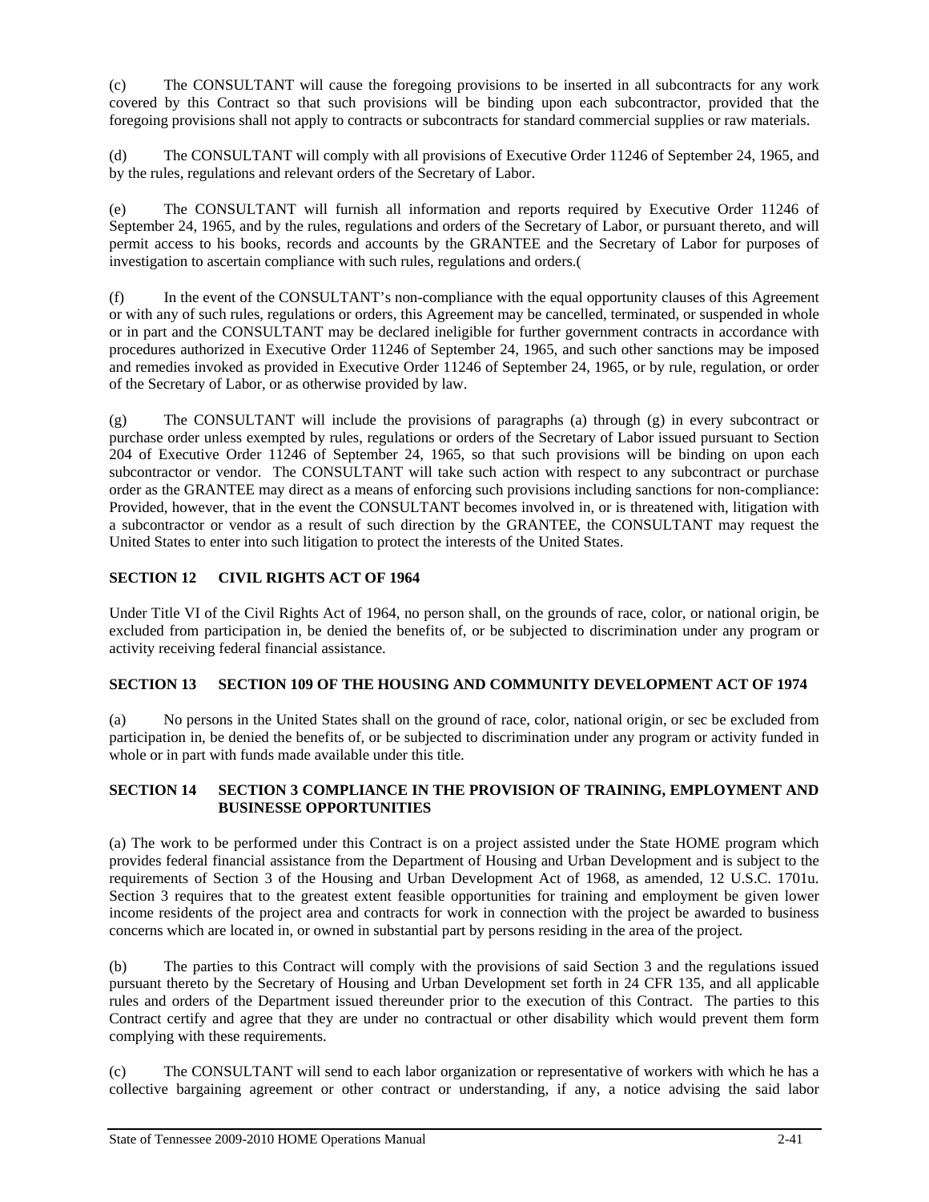(c) The CONSULTANT will cause the foregoing provisions to be inserted in all subcontracts for any work covered by this Contract so that such provisions will be binding upon each subcontractor, provided that the foregoing provisions shall not apply to contracts or subcontracts for standard commercial supplies or raw materials.

(d) The CONSULTANT will comply with all provisions of Executive Order 11246 of September 24, 1965, and by the rules, regulations and relevant orders of the Secretary of Labor.

(e) The CONSULTANT will furnish all information and reports required by Executive Order 11246 of September 24, 1965, and by the rules, regulations and orders of the Secretary of Labor, or pursuant thereto, and will permit access to his books, records and accounts by the GRANTEE and the Secretary of Labor for purposes of investigation to ascertain compliance with such rules, regulations and orders.(

(f) In the event of the CONSULTANT's non-compliance with the equal opportunity clauses of this Agreement or with any of such rules, regulations or orders, this Agreement may be cancelled, terminated, or suspended in whole or in part and the CONSULTANT may be declared ineligible for further government contracts in accordance with procedures authorized in Executive Order 11246 of September 24, 1965, and such other sanctions may be imposed and remedies invoked as provided in Executive Order 11246 of September 24, 1965, or by rule, regulation, or order of the Secretary of Labor, or as otherwise provided by law.

(g) The CONSULTANT will include the provisions of paragraphs (a) through (g) in every subcontract or purchase order unless exempted by rules, regulations or orders of the Secretary of Labor issued pursuant to Section 204 of Executive Order 11246 of September 24, 1965, so that such provisions will be binding on upon each subcontractor or vendor. The CONSULTANT will take such action with respect to any subcontract or purchase order as the GRANTEE may direct as a means of enforcing such provisions including sanctions for non-compliance: Provided, however, that in the event the CONSULTANT becomes involved in, or is threatened with, litigation with a subcontractor or vendor as a result of such direction by the GRANTEE, the CONSULTANT may request the United States to enter into such litigation to protect the interests of the United States.

## SECTION 12 CIVIL RIGHTS ACT OF 1964

Under Title VI of the Civil Rights Act of 1964, no person shall, on the grounds of race, color, or national origin, be excluded from participation in, be denied the benefits of, or be subjected to discrimination under any program or activity receiving federal financial assistance.

## SECTION 13 SECTION 109 OF THE HOUSING AND COMMUNITY DEVELOPMENT ACT OF 1974

(a) No persons in the United States shall on the ground of race, color, national origin, or sec be excluded from participation in, be denied the benefits of, or be subjected to discrimination under any program or activity funded in whole or in part with funds made available under this title.

## SECTION 14 SECTION 3 COMPLIANCE IN THE PROVISION OF TRAINING, EMPLOYMENT AND BUSINESSE OPPORTUNITIES

(a) The work to be performed under this Contract is on a project assisted under the State HOME program which provides federal financial assistance from the Department of Housing and Urban Development and is subject to the requirements of Section 3 of the Housing and Urban Development Act of 1968, as amended, 12 U.S.C. 1701u. Section 3 requires that to the greatest extent feasible opportunities for training and employment be given lower income residents of the project area and contracts for work in connection with the project be awarded to business concerns which are located in, or owned in substantial part by persons residing in the area of the project.

(b) The parties to this Contract will comply with the provisions of said Section 3 and the regulations issued pursuant thereto by the Secretary of Housing and Urban Development set forth in 24 CFR 135, and all applicable rules and orders of the Department issued thereunder prior to the execution of this Contract. The parties to this Contract certify and agree that they are under no contractual or other disability which would prevent them form complying with these requirements.

(c) The CONSULTANT will send to each labor organization or representative of workers with which he has a collective bargaining agreement or other contract or understanding, if any, a notice advising the said labor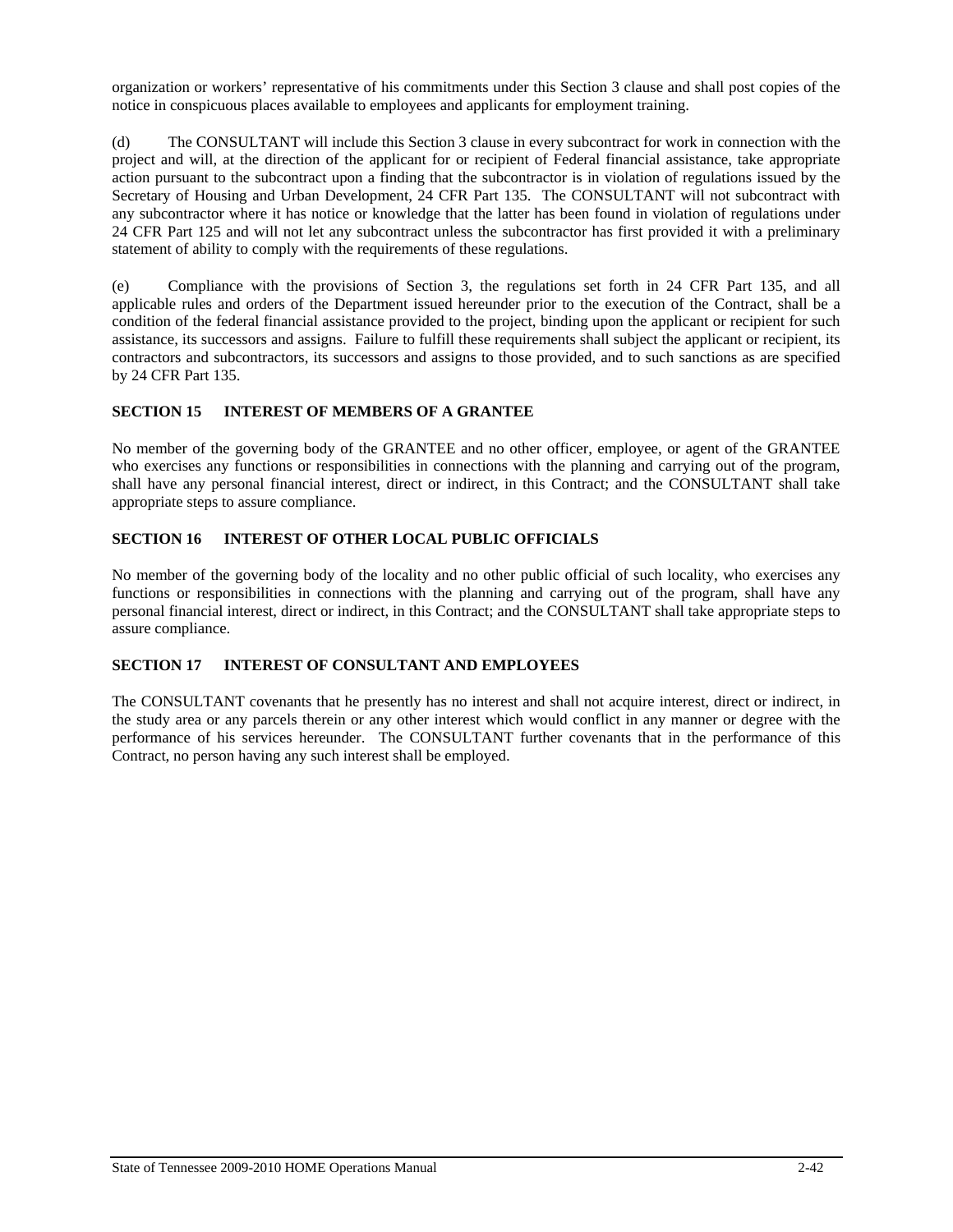organization or workers' representative of his commitments under this Section 3 clause and shall post copies of the notice in conspicuous places available to employees and applicants for employment training.

(d) The CONSULTANT will include this Section 3 clause in every subcontract for work in connection with the project and will, at the direction of the applicant for or recipient of Federal financial assistance, take appropriate action pursuant to the subcontract upon a finding that the subcontractor is in violation of regulations issued by the Secretary of Housing and Urban Development, 24 CFR Part 135. The CONSULTANT will not subcontract with any subcontractor where it has notice or knowledge that the latter has been found in violation of regulations under 24 CFR Part 125 and will not let any subcontract unless the subcontractor has first provided it with a preliminary statement of ability to comply with the requirements of these regulations.

(e) Compliance with the provisions of Section 3, the regulations set forth in 24 CFR Part 135, and all applicable rules and orders of the Department issued hereunder prior to the execution of the Contract, shall be a condition of the federal financial assistance provided to the project, binding upon the applicant or recipient for such assistance, its successors and assigns. Failure to fulfill these requirements shall subject the applicant or recipient, its contractors and subcontractors, its successors and assigns to those provided, and to such sanctions as are specified by 24 CFR Part 135.

## SECTION 15 INTEREST OF MEMBERS OF A GRANTEE

No member of the governing body of the GRANTEE and no other officer, employee, or agent of the GRANTEE who exercises any functions or responsibilities in connections with the planning and carrying out of the program, shall have any personal financial interest, direct or indirect, in this Contract; and the CONSULTANT shall take appropriate steps to assure compliance.

## SECTION 16 INTEREST OF OTHER LOCAL PUBLIC OFFICIALS

No member of the governing body of the locality and no other public official of such locality, who exercises any functions or responsibilities in connections with the planning and carrying out of the program, shall have any personal financial interest, direct or indirect, in this Contract; and the CONSULTANT shall take appropriate steps to assure compliance.

## SECTION 17 INTEREST OF CONSULTANT AND EMPLOYEES

The CONSULTANT covenants that he presently has no interest and shall not acquire interest, direct or indirect, in the study area or any parcels therein or any other interest which would conflict in any manner or degree with the performance of his services hereunder. The CONSULTANT further covenants that in the performance of this Contract, no person having any such interest shall be employed.